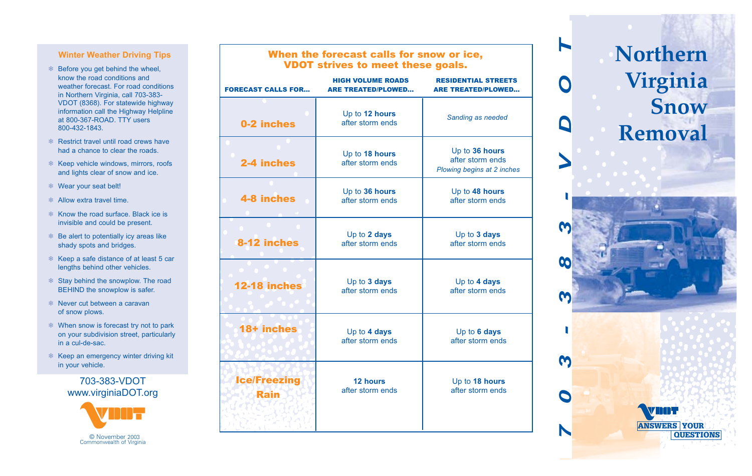## Winter Weather Driving Tips

- Before you get behind the wheel, know the road conditions and weather forecast. For road conditions in Northern Virginia, call 703-383-VDOT (8368). For statewide highway information call the Highway Helpline at 800-367-ROAD. TTY users 800-432-1843.
- Restrict travel until road crews have had a chance to clear the roads.
- Keep vehicle windows, mirrors, roofs and lights clear of snow and ice.
- Wear your seat belt!
- Allow extra travel time.
- Know the road surface. Black ice is invisible and could be present.
- Be alert to potentially icy areas like shady spots and bridges.
- Keep a safe distance of at least 5 car lengths behind other vehicles.
- Stay behind the snowplow. The road BEHIND the snowplow is safer.
- Never cut between a caravan of snow plows.
- When snow is forecast try not to park on your subdivision street, particularly in a cul-de-sac.
- Keep an emergency winter driving kit in your vehicle.

703-383-VDOT
www.virginiaDOT.org

VDOT

© November 2003
Commonwealth of Virginia

## When the forecast calls for snow or ice, VDOT strives to meet these goals.

| FORECAST CALLS FOR... | HIGH VOLUME ROADS ARE TREATED/PLOWED... | RESIDENTIAL STREETS ARE TREATED/PLOWED... |
|---|---|---|
| 0-2 inches | Up to **12 hours** after storm ends | *Sanding as needed* |
| 2-4 inches | Up to **18 hours** after storm ends | Up to **36 hours** after storm ends *Plowing begins at 2 inches* |
| 4-8 inches | Up to **36 hours** after storm ends | Up to **48 hours** after storm ends |
| 8-12 inches | Up to **2 days** after storm ends | Up to **3 days** after storm ends |
| 12-18 inches | Up to **3 days** after storm ends | Up to **4 days** after storm ends |
| 18+ inches | Up to **4 days** after storm ends | Up to **6 days** after storm ends |
| Ice/Freezing Rain | **12 hours** after storm ends | Up to **18 hours** after storm ends |

703-383-VDOT

# Northern Virginia Snow Removal

VDOT ANSWERS YOUR QUESTIONS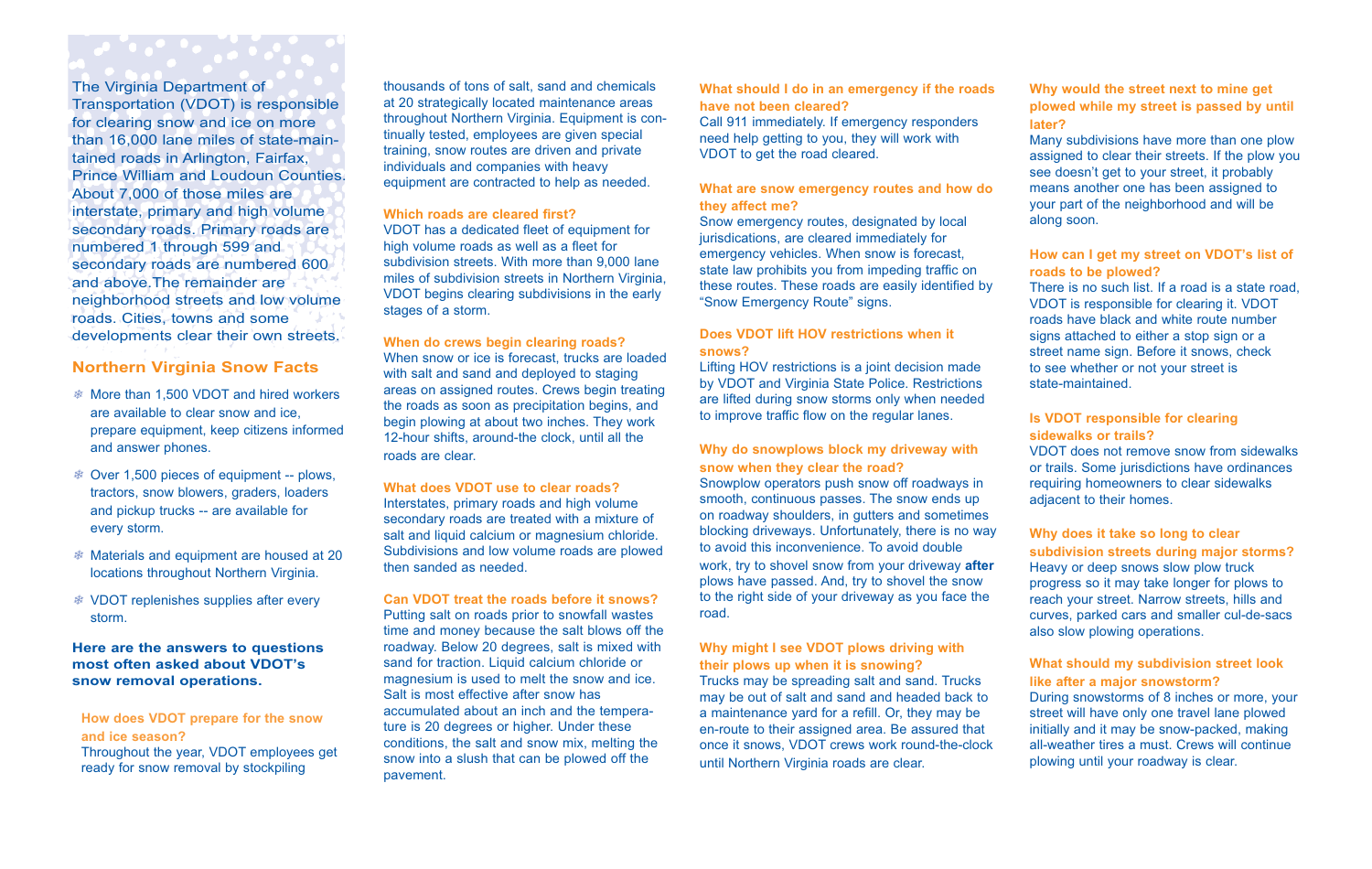The Virginia Department of Transportation (VDOT) is responsible for clearing snow and ice on more than 16,000 lane miles of state-maintained roads in Arlington, Fairfax, Prince William and Loudoun Counties. About 7,000 of those miles are interstate, primary and high volume secondary roads. Primary roads are numbered 1 through 599 and secondary roads are numbered 600 and above.The remainder are neighborhood streets and low volume roads. Cities, towns and some developments clear their own streets.

## Northern Virginia Snow Facts

- More than 1,500 VDOT and hired workers are available to clear snow and ice, prepare equipment, keep citizens informed and answer phones.
- Over 1,500 pieces of equipment -- plows, tractors, snow blowers, graders, loaders and pickup trucks -- are available for every storm.
- Materials and equipment are housed at 20 locations throughout Northern Virginia.
- VDOT replenishes supplies after every storm.

**Here are the answers to questions most often asked about VDOT's snow removal operations.**

### How does VDOT prepare for the snow and ice season?

Throughout the year, VDOT employees get ready for snow removal by stockpiling thousands of tons of salt, sand and chemicals at 20 strategically located maintenance areas throughout Northern Virginia. Equipment is continually tested, employees are given special training, snow routes are driven and private individuals and companies with heavy equipment are contracted to help as needed.

### Which roads are cleared first?

VDOT has a dedicated fleet of equipment for high volume roads as well as a fleet for subdivision streets. With more than 9,000 lane miles of subdivision streets in Northern Virginia, VDOT begins clearing subdivisions in the early stages of a storm.

### When do crews begin clearing roads?

When snow or ice is forecast, trucks are loaded with salt and sand and deployed to staging areas on assigned routes. Crews begin treating the roads as soon as precipitation begins, and begin plowing at about two inches. They work 12-hour shifts, around-the clock, until all the roads are clear.

### What does VDOT use to clear roads?

Interstates, primary roads and high volume secondary roads are treated with a mixture of salt and liquid calcium or magnesium chloride. Subdivisions and low volume roads are plowed then sanded as needed.

### Can VDOT treat the roads before it snows?

Putting salt on roads prior to snowfall wastes time and money because the salt blows off the roadway. Below 20 degrees, salt is mixed with sand for traction. Liquid calcium chloride or magnesium is used to melt the snow and ice. Salt is most effective after snow has accumulated about an inch and the temperature is 20 degrees or higher. Under these conditions, the salt and snow mix, melting the snow into a slush that can be plowed off the pavement.

### What should I do in an emergency if the roads have not been cleared?

Call 911 immediately. If emergency responders need help getting to you, they will work with VDOT to get the road cleared.

### What are snow emergency routes and how do they affect me?

Snow emergency routes, designated by local jurisdictions, are cleared immediately for emergency vehicles. When snow is forecast, state law prohibits you from impeding traffic on these routes. These roads are easily identified by "Snow Emergency Route" signs.

### Does VDOT lift HOV restrictions when it snows?

Lifting HOV restrictions is a joint decision made by VDOT and Virginia State Police. Restrictions are lifted during snow storms only when needed to improve traffic flow on the regular lanes.

### Why do snowplows block my driveway with snow when they clear the road?

Snowplow operators push snow off roadways in smooth, continuous passes. The snow ends up on roadway shoulders, in gutters and sometimes blocking driveways. Unfortunately, there is no way to avoid this inconvenience. To avoid double work, try to shovel snow from your driveway **after** plows have passed. And, try to shovel the snow to the right side of your driveway as you face the road.

### Why might I see VDOT plows driving with their plows up when it is snowing?

Trucks may be spreading salt and sand. Trucks may be out of salt and sand and headed back to a maintenance yard for a refill. Or, they may be en-route to their assigned area. Be assured that once it snows, VDOT crews work round-the-clock until Northern Virginia roads are clear.

### Why would the street next to mine get plowed while my street is passed by until later?

Many subdivisions have more than one plow assigned to clear their streets. If the plow you see doesn't get to your street, it probably means another one has been assigned to your part of the neighborhood and will be along soon.

### How can I get my street on VDOT's list of roads to be plowed?

There is no such list. If a road is a state road, VDOT is responsible for clearing it. VDOT roads have black and white route number signs attached to either a stop sign or a street name sign. Before it snows, check to see whether or not your street is state-maintained.

### Is VDOT responsible for clearing sidewalks or trails?

VDOT does not remove snow from sidewalks or trails. Some jurisdictions have ordinances requiring homeowners to clear sidewalks adjacent to their homes.

### Why does it take so long to clear subdivision streets during major storms?

Heavy or deep snows slow plow truck progress so it may take longer for plows to reach your street. Narrow streets, hills and curves, parked cars and smaller cul-de-sacs also slow plowing operations.

### What should my subdivision street look like after a major snowstorm?

During snowstorms of 8 inches or more, your street will have only one travel lane plowed initially and it may be snow-packed, making all-weather tires a must. Crews will continue plowing until your roadway is clear.